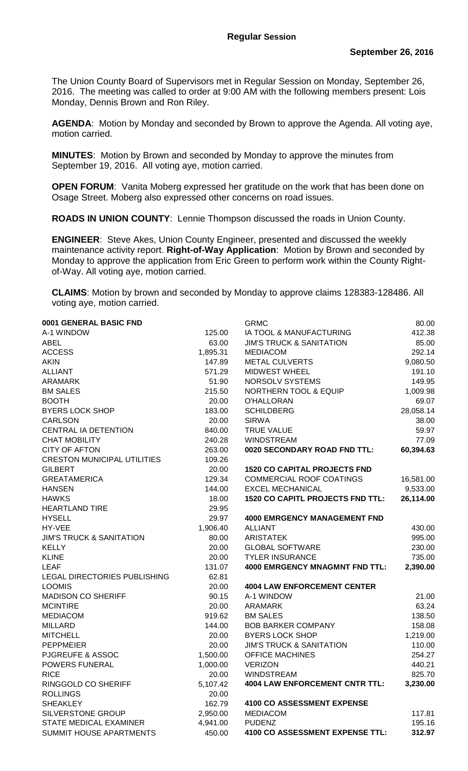## Regular Session

**September 26, 2016**

The Union County Board of Supervisors met in Regular Session on Monday, September 26, 2016. The meeting was called to order at 9:00 AM with the following members present: Lois Monday, Dennis Brown and Ron Riley.

**AGENDA**: Motion by Monday and seconded by Brown to approve the Agenda. All voting aye, motion carried.

**MINUTES**: Motion by Brown and seconded by Monday to approve the minutes from September 19, 2016. All voting aye, motion carried.

**OPEN FORUM**: Vanita Moberg expressed her gratitude on the work that has been done on Osage Street. Moberg also expressed other concerns on road issues.

**ROADS IN UNION COUNTY**: Lennie Thompson discussed the roads in Union County.

**ENGINEER**: Steve Akes, Union County Engineer, presented and discussed the weekly maintenance activity report. **Right-of-Way Application**: Motion by Brown and seconded by Monday to approve the application from Eric Green to perform work within the County Right-of-Way. All voting aye, motion carried.

**CLAIMS**: Motion by brown and seconded by Monday to approve claims 128383-128486. All voting aye, motion carried.

| **0001 GENERAL BASIC FND** | |
|---|---|
| A-1 WINDOW | 125.00 |
| ABEL | 63.00 |
| ACCESS | 1,895.31 |
| AKIN | 147.89 |
| ALLIANT | 571.29 |
| ARAMARK | 51.90 |
| BM SALES | 215.50 |
| BOOTH | 20.00 |
| BYERS LOCK SHOP | 183.00 |
| CARLSON | 20.00 |
| CENTRAL IA DETENTION | 840.00 |
| CHAT MOBILITY | 240.28 |
| CITY OF AFTON | 263.00 |
| CRESTON MUNICIPAL UTILITIES | 109.26 |
| GILBERT | 20.00 |
| GREATAMERICA | 129.34 |
| HANSEN | 144.00 |
| HAWKS | 18.00 |
| HEARTLAND TIRE | 29.95 |
| HYSELL | 29.97 |
| HY-VEE | 1,906.40 |
| JIM'S TRUCK & SANITATION | 80.00 |
| KELLY | 20.00 |
| KLINE | 20.00 |
| LEAF | 131.07 |
| LEGAL DIRECTORIES PUBLISHING | 62.81 |
| LOOMIS | 20.00 |
| MADISON CO SHERIFF | 90.15 |
| MCINTIRE | 20.00 |
| MEDIACOM | 919.62 |
| MILLARD | 144.00 |
| MITCHELL | 20.00 |
| PEPPMEIER | 20.00 |
| PJGREUFE & ASSOC | 1,500.00 |
| POWERS FUNERAL | 1,000.00 |
| RICE | 20.00 |
| RINGGOLD CO SHERIFF | 5,107.42 |
| ROLLINGS | 20.00 |
| SHEAKLEY | 162.79 |
| SILVERSTONE GROUP | 2,950.00 |
| STATE MEDICAL EXAMINER | 4,941.00 |
| SUMMIT HOUSE APARTMENTS | 450.00 |

| | |
|---|---|
| GRMC | 80.00 |
| IA TOOL & MANUFACTURING | 412.38 |
| JIM'S TRUCK & SANITATION | 85.00 |
| MEDIACOM | 292.14 |
| METAL CULVERTS | 9,080.50 |
| MIDWEST WHEEL | 191.10 |
| NORSOLV SYSTEMS | 149.95 |
| NORTHERN TOOL & EQUIP | 1,009.98 |
| O'HALLORAN | 69.07 |
| SCHILDBERG | 28,058.14 |
| SIRWA | 38.00 |
| TRUE VALUE | 59.97 |
| WINDSTREAM | 77.09 |
| **0020 SECONDARY ROAD FND TTL:** | **60,394.63** |
| | |
| **1520 CO CAPITAL PROJECTS FND** | |
| COMMERCIAL ROOF COATINGS | 16,581.00 |
| EXCEL MECHANICAL | 9,533.00 |
| **1520 CO CAPITL PROJECTS FND TTL:** | **26,114.00** |
| | |
| **4000 EMRGENCY MANAGEMENT FND** | |
| ALLIANT | 430.00 |
| ARISTATEK | 995.00 |
| GLOBAL SOFTWARE | 230.00 |
| TYLER INSURANCE | 735.00 |
| **4000 EMRGENCY MNAGMNT FND TTL:** | **2,390.00** |
| | |
| **4004 LAW ENFORCEMENT CENTER** | |
| A-1 WINDOW | 21.00 |
| ARAMARK | 63.24 |
| BM SALES | 138.50 |
| BOB BARKER COMPANY | 158.08 |
| BYERS LOCK SHOP | 1,219.00 |
| JIM'S TRUCK & SANITATION | 110.00 |
| OFFICE MACHINES | 254.27 |
| VERIZON | 440.21 |
| WINDSTREAM | 825.70 |
| **4004 LAW ENFORCEMENT CNTR TTL:** | **3,230.00** |
| | |
| **4100 CO ASSESSMENT EXPENSE** | |
| MEDIACOM | 117.81 |
| PUDENZ | 195.16 |
| **4100 CO ASSESSMENT EXPENSE TTL:** | **312.97** |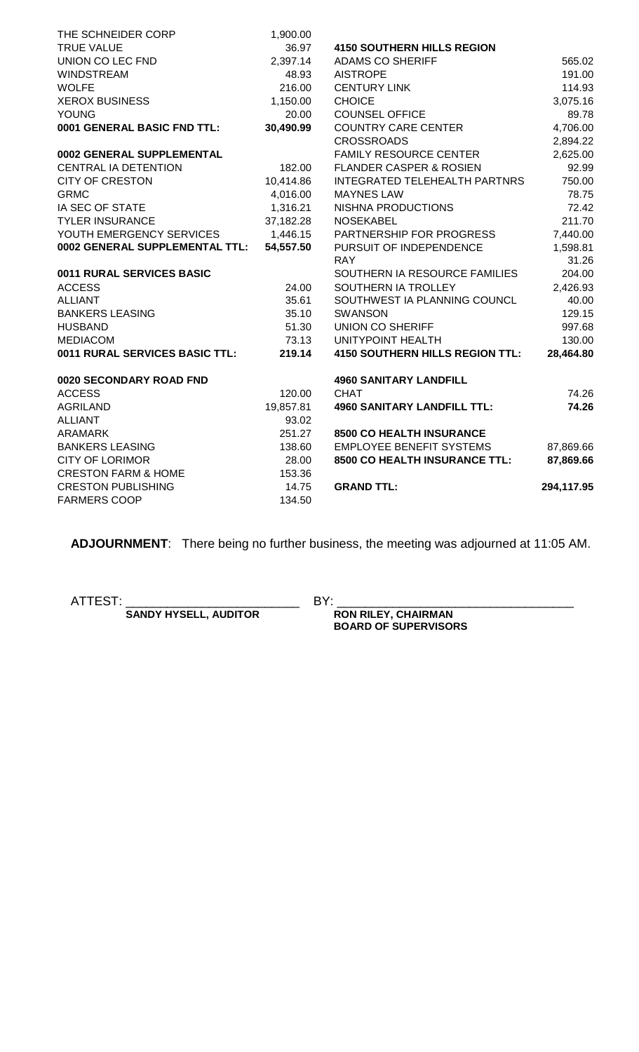| | |
|---|---|
| THE SCHNEIDER CORP | 1,900.00 |
| TRUE VALUE | 36.97 |
| UNION CO LEC FND | 2,397.14 |
| WINDSTREAM | 48.93 |
| WOLFE | 216.00 |
| XEROX BUSINESS | 1,150.00 |
| YOUNG | 20.00 |
| **0001 GENERAL BASIC FND TTL:** | **30,490.99** |
| | |
| **0002 GENERAL SUPPLEMENTAL** | |
| CENTRAL IA DETENTION | 182.00 |
| CITY OF CRESTON | 10,414.86 |
| GRMC | 4,016.00 |
| IA SEC OF STATE | 1,316.21 |
| TYLER INSURANCE | 37,182.28 |
| YOUTH EMERGENCY SERVICES | 1,446.15 |
| **0002 GENERAL SUPPLEMENTAL TTL:** | **54,557.50** |
| | |
| **0011 RURAL SERVICES BASIC** | |
| ACCESS | 24.00 |
| ALLIANT | 35.61 |
| BANKERS LEASING | 35.10 |
| HUSBAND | 51.30 |
| MEDIACOM | 73.13 |
| **0011 RURAL SERVICES BASIC TTL:** | **219.14** |
| | |
| **0020 SECONDARY ROAD FND** | |
| ACCESS | 120.00 |
| AGRILAND | 19,857.81 |
| ALLIANT | 93.02 |
| ARAMARK | 251.27 |
| BANKERS LEASING | 138.60 |
| CITY OF LORIMOR | 28.00 |
| CRESTON FARM & HOME | 153.36 |
| CRESTON PUBLISHING | 14.75 |
| FARMERS COOP | 134.50 |

| | |
|---|---|
| **4150 SOUTHERN HILLS REGION** | |
| ADAMS CO SHERIFF | 565.02 |
| AISTROPE | 191.00 |
| CENTURY LINK | 114.93 |
| CHOICE | 3,075.16 |
| COUNSEL OFFICE | 89.78 |
| COUNTRY CARE CENTER | 4,706.00 |
| CROSSROADS | 2,894.22 |
| FAMILY RESOURCE CENTER | 2,625.00 |
| FLANDER CASPER & ROSIEN | 92.99 |
| INTEGRATED TELEHEALTH PARTNRS | 750.00 |
| MAYNES LAW | 78.75 |
| NISHNA PRODUCTIONS | 72.42 |
| NOSEKABEL | 211.70 |
| PARTNERSHIP FOR PROGRESS | 7,440.00 |
| PURSUIT OF INDEPENDENCE | 1,598.81 |
| RAY | 31.26 |
| SOUTHERN IA RESOURCE FAMILIES | 204.00 |
| SOUTHERN IA TROLLEY | 2,426.93 |
| SOUTHWEST IA PLANNING COUNCL | 40.00 |
| SWANSON | 129.15 |
| UNION CO SHERIFF | 997.68 |
| UNITYPOINT HEALTH | 130.00 |
| **4150 SOUTHERN HILLS REGION TTL:** | **28,464.80** |
| | |
| **4960 SANITARY LANDFILL** | |
| CHAT | 74.26 |
| **4960 SANITARY LANDFILL TTL:** | **74.26** |
| | |
| **8500 CO HEALTH INSURANCE** | |
| EMPLOYEE BENEFIT SYSTEMS | 87,869.66 |
| **8500 CO HEALTH INSURANCE TTL:** | **87,869.66** |
| | |
| **GRAND TTL:** | **294,117.95** |

**ADJOURNMENT**: There being no further business, the meeting was adjourned at 11:05 AM.

ATTEST: ________________________ BY: ________________________________

**SANDY HYSELL, AUDITOR**

**RON RILEY, CHAIRMAN**
**BOARD OF SUPERVISORS**